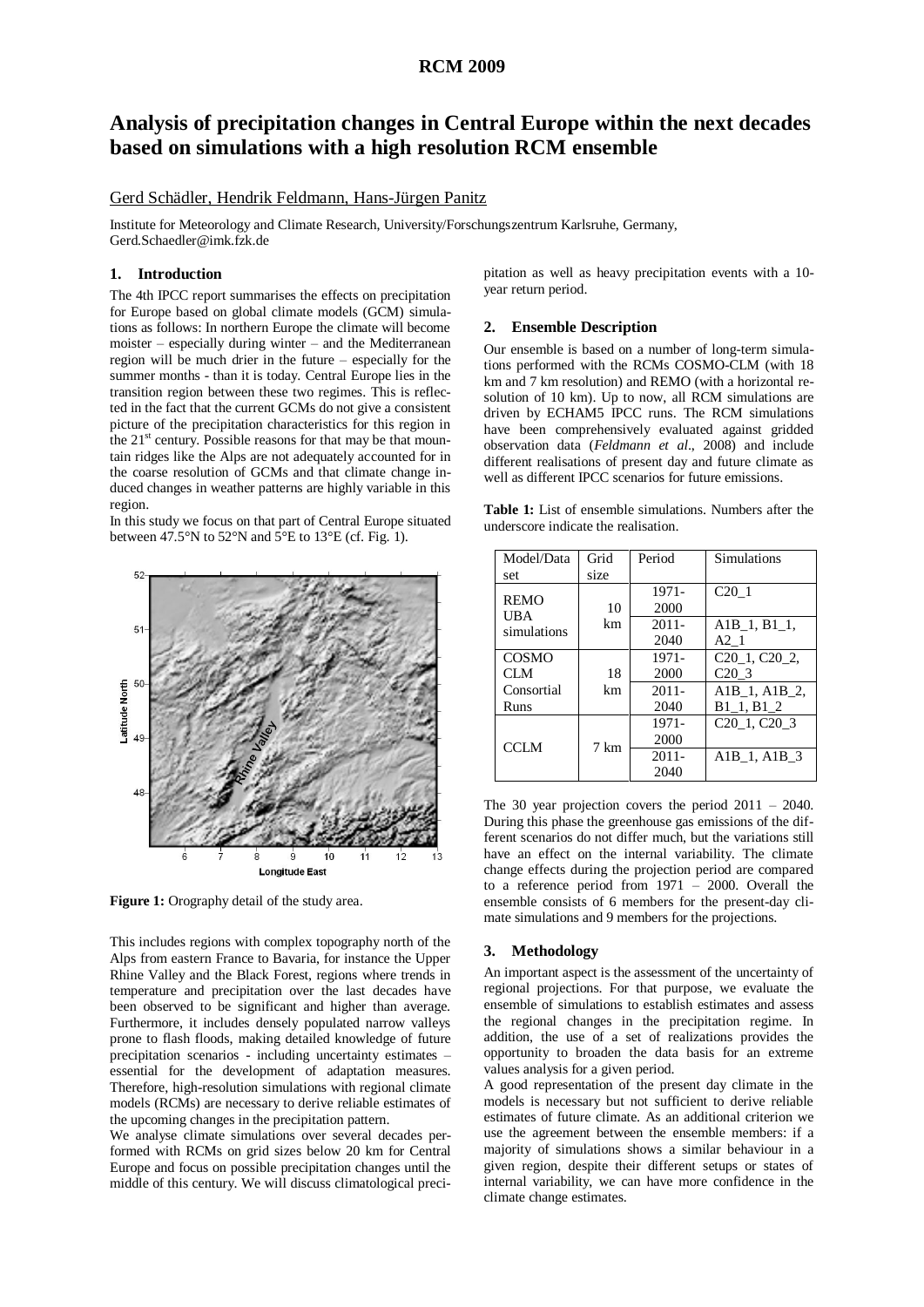# Analysis of precipitation changes in Central Europe within the next decades based on simulations with a high resolution RCM ensemble

Gerd Schädler, Hendrik Feldmann, Hans-Jürgen Panitz

Institute for Meteorology and Climate Research, University/Forschungszentrum Karlsruhe, Germany, Gerd.Schaedler@imk.fzk.de

## 1. Introduction

The 4th IPCC report summarises the effects on precipitation for Europe based on global climate models (GCM) simulations as follows: In northern Europe the climate will become moister – especially during winter – and the Mediterranean region will be much drier in the future – especially for the summer months - than it is today. Central Europe lies in the transition region between these two regimes. This is reflected in the fact that the current GCMs do not give a consistent picture of the precipitation characteristics for this region in the 21st century. Possible reasons for that may be that mountain ridges like the Alps are not adequately accounted for in the coarse resolution of GCMs and that climate change induced changes in weather patterns are highly variable in this region.

In this study we focus on that part of Central Europe situated between 47.5°N to 52°N and 5°E to 13°E (cf. Fig. 1).

**Figure 1:** Orography detail of the study area.

This includes regions with complex topography north of the Alps from eastern France to Bavaria, for instance the Upper Rhine Valley and the Black Forest, regions where trends in temperature and precipitation over the last decades have been observed to be significant and higher than average. Furthermore, it includes densely populated narrow valleys prone to flash floods, making detailed knowledge of future precipitation scenarios - including uncertainty estimates – essential for the development of adaptation measures. Therefore, high-resolution simulations with regional climate models (RCMs) are necessary to derive reliable estimates of the upcoming changes in the precipitation pattern.

We analyse climate simulations over several decades performed with RCMs on grid sizes below 20 km for Central Europe and focus on possible precipitation changes until the middle of this century. We will discuss climatological precipitation as well as heavy precipitation events with a 10-year return period.

## 2. Ensemble Description

Our ensemble is based on a number of long-term simulations performed with the RCMs COSMO-CLM (with 18 km and 7 km resolution) and REMO (with a horizontal resolution of 10 km). Up to now, all RCM simulations are driven by ECHAM5 IPCC runs. The RCM simulations have been comprehensively evaluated against gridded observation data (*Feldmann et al*., 2008) and include different realisations of present day and future climate as well as different IPCC scenarios for future emissions.

**Table 1:** List of ensemble simulations. Numbers after the underscore indicate the realisation.

| Model/Data set | Grid size | Period | Simulations |
|---|---|---|---|
| REMO UBA simulations | 10 km | 1971-2000 | C20_1 |
| | | 2011-2040 | A1B_1, B1_1, A2_1 |
| COSMO CLM Consortial Runs | 18 km | 1971-2000 | C20_1, C20_2, C20_3 |
| | | 2011-2040 | A1B_1, A1B_2, B1_1, B1_2 |
| CCLM | 7 km | 1971-2000 | C20_1, C20_3 |
| | | 2011-2040 | A1B_1, A1B_3 |

The 30 year projection covers the period 2011 – 2040. During this phase the greenhouse gas emissions of the different scenarios do not differ much, but the variations still have an effect on the internal variability. The climate change effects during the projection period are compared to a reference period from 1971 – 2000. Overall the ensemble consists of 6 members for the present-day climate simulations and 9 members for the projections.

## 3. Methodology

An important aspect is the assessment of the uncertainty of regional projections. For that purpose, we evaluate the ensemble of simulations to establish estimates and assess the regional changes in the precipitation regime. In addition, the use of a set of realizations provides the opportunity to broaden the data basis for an extreme values analysis for a given period.

A good representation of the present day climate in the models is necessary but not sufficient to derive reliable estimates of future climate. As an additional criterion we use the agreement between the ensemble members: if a majority of simulations shows a similar behaviour in a given region, despite their different setups or states of internal variability, we can have more confidence in the climate change estimates.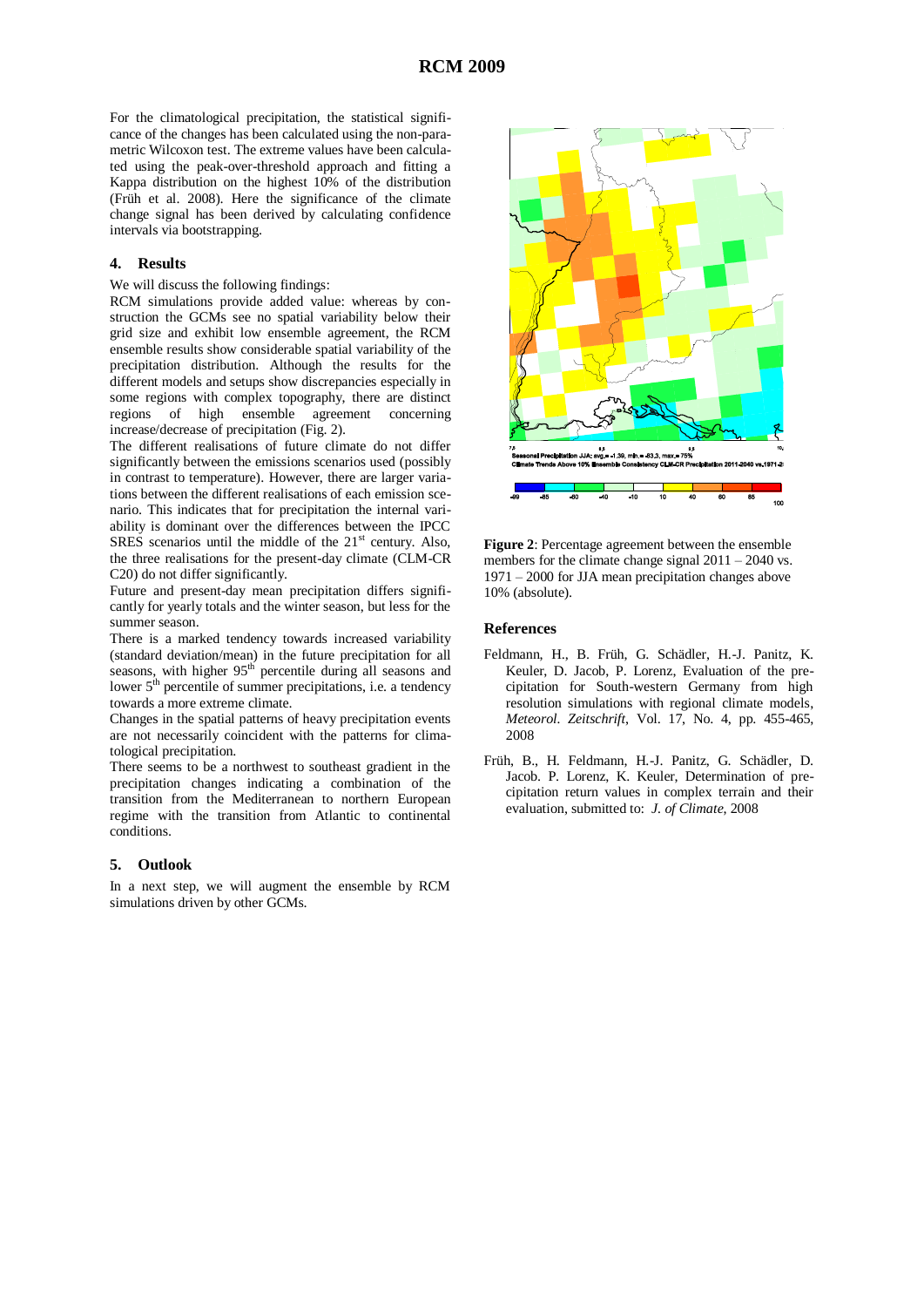For the climatological precipitation, the statistical significance of the changes has been calculated using the non-parametric Wilcoxon test. The extreme values have been calculated using the peak-over-threshold approach and fitting a Kappa distribution on the highest 10% of the distribution (Früh et al. 2008). Here the significance of the climate change signal has been derived by calculating confidence intervals via bootstrapping.

## 4. Results

We will discuss the following findings:

RCM simulations provide added value: whereas by construction the GCMs see no spatial variability below their grid size and exhibit low ensemble agreement, the RCM ensemble results show considerable spatial variability of the precipitation distribution. Although the results for the different models and setups show discrepancies especially in some regions with complex topography, there are distinct regions of high ensemble agreement concerning increase/decrease of precipitation (Fig. 2).

The different realisations of future climate do not differ significantly between the emissions scenarios used (possibly in contrast to temperature). However, there are larger variations between the different realisations of each emission scenario. This indicates that for precipitation the internal variability is dominant over the differences between the IPCC SRES scenarios until the middle of the 21st century. Also, the three realisations for the present-day climate (CLM-CR C20) do not differ significantly.

Future and present-day mean precipitation differs significantly for yearly totals and the winter season, but less for the summer season.

There is a marked tendency towards increased variability (standard deviation/mean) in the future precipitation for all seasons, with higher 95th percentile during all seasons and lower 5th percentile of summer precipitations, i.e. a tendency towards a more extreme climate.

Changes in the spatial patterns of heavy precipitation events are not necessarily coincident with the patterns for climatological precipitation.

There seems to be a northwest to southeast gradient in the precipitation changes indicating a combination of the transition from the Mediterranean to northern European regime with the transition from Atlantic to continental conditions.

## 5. Outlook

In a next step, we will augment the ensemble by RCM simulations driven by other GCMs.

7.5 8.5 9.5 10.

Seasonal Precipitation JJA: avg.= -1.39, min.= -83.3, max.= 75%

Climate Trends Above 10% Ensemble Consistency CLM-CR Precipitation 2011-2040 vs.1971-2

-99 -85 -60 -40 -10 10 40 60 85 100

**Figure 2**: Percentage agreement between the ensemble members for the climate change signal 2011 – 2040 vs. 1971 – 2000 for JJA mean precipitation changes above 10% (absolute).

## References

Feldmann, H., B. Früh, G. Schädler, H.-J. Panitz, K. Keuler, D. Jacob, P. Lorenz, Evaluation of the precipitation for South-western Germany from high resolution simulations with regional climate models, *Meteorol. Zeitschrift*, Vol. 17, No. 4, pp. 455-465, 2008

Früh, B., H. Feldmann, H.-J. Panitz, G. Schädler, D. Jacob. P. Lorenz, K. Keuler, Determination of precipitation return values in complex terrain and their evaluation, submitted to: *J. of Climate*, 2008